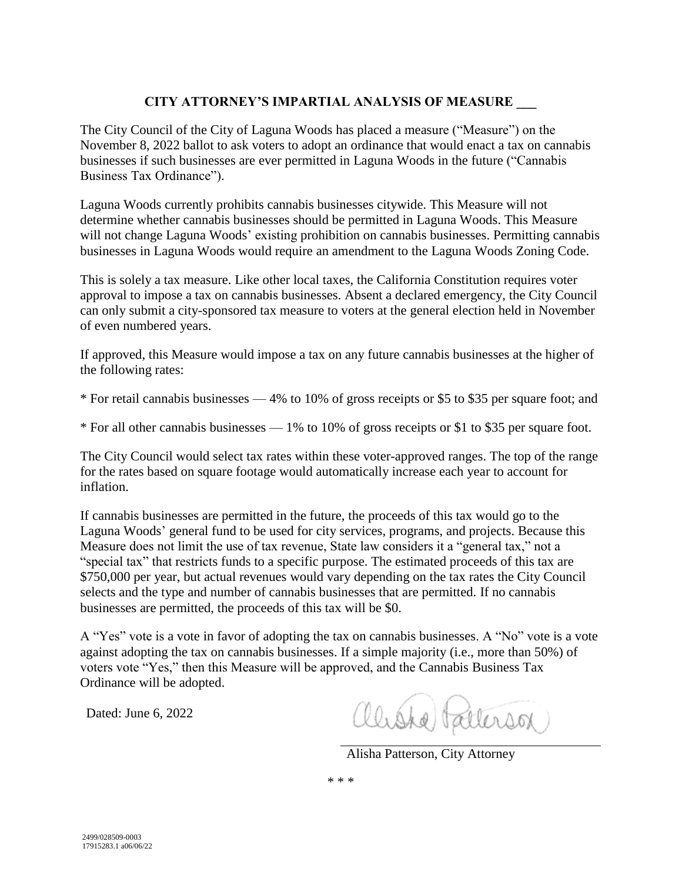## CITY ATTORNEY'S IMPARTIAL ANALYSIS OF MEASURE ___

The City Council of the City of Laguna Woods has placed a measure ("Measure") on the November 8, 2022 ballot to ask voters to adopt an ordinance that would enact a tax on cannabis businesses if such businesses are ever permitted in Laguna Woods in the future ("Cannabis Business Tax Ordinance").

Laguna Woods currently prohibits cannabis businesses citywide. This Measure will not determine whether cannabis businesses should be permitted in Laguna Woods. This Measure will not change Laguna Woods' existing prohibition on cannabis businesses. Permitting cannabis businesses in Laguna Woods would require an amendment to the Laguna Woods Zoning Code.

This is solely a tax measure. Like other local taxes, the California Constitution requires voter approval to impose a tax on cannabis businesses. Absent a declared emergency, the City Council can only submit a city-sponsored tax measure to voters at the general election held in November of even numbered years.

If approved, this Measure would impose a tax on any future cannabis businesses at the higher of the following rates:

* For retail cannabis businesses — 4% to 10% of gross receipts or $5 to $35 per square foot; and

* For all other cannabis businesses — 1% to 10% of gross receipts or $1 to $35 per square foot.

The City Council would select tax rates within these voter-approved ranges. The top of the range for the rates based on square footage would automatically increase each year to account for inflation.

If cannabis businesses are permitted in the future, the proceeds of this tax would go to the Laguna Woods' general fund to be used for city services, programs, and projects. Because this Measure does not limit the use of tax revenue, State law considers it a "general tax," not a "special tax" that restricts funds to a specific purpose. The estimated proceeds of this tax are $750,000 per year, but actual revenues would vary depending on the tax rates the City Council selects and the type and number of cannabis businesses that are permitted. If no cannabis businesses are permitted, the proceeds of this tax will be $0.

A "Yes" vote is a vote in favor of adopting the tax on cannabis businesses. A "No" vote is a vote against adopting the tax on cannabis businesses. If a simple majority (i.e., more than 50%) of voters vote "Yes," then this Measure will be approved, and the Cannabis Business Tax Ordinance will be adopted.

Dated: June 6, 2022

Alisha Patterson, City Attorney

* * *

2499/028509-0003
17915283.1 a06/06/22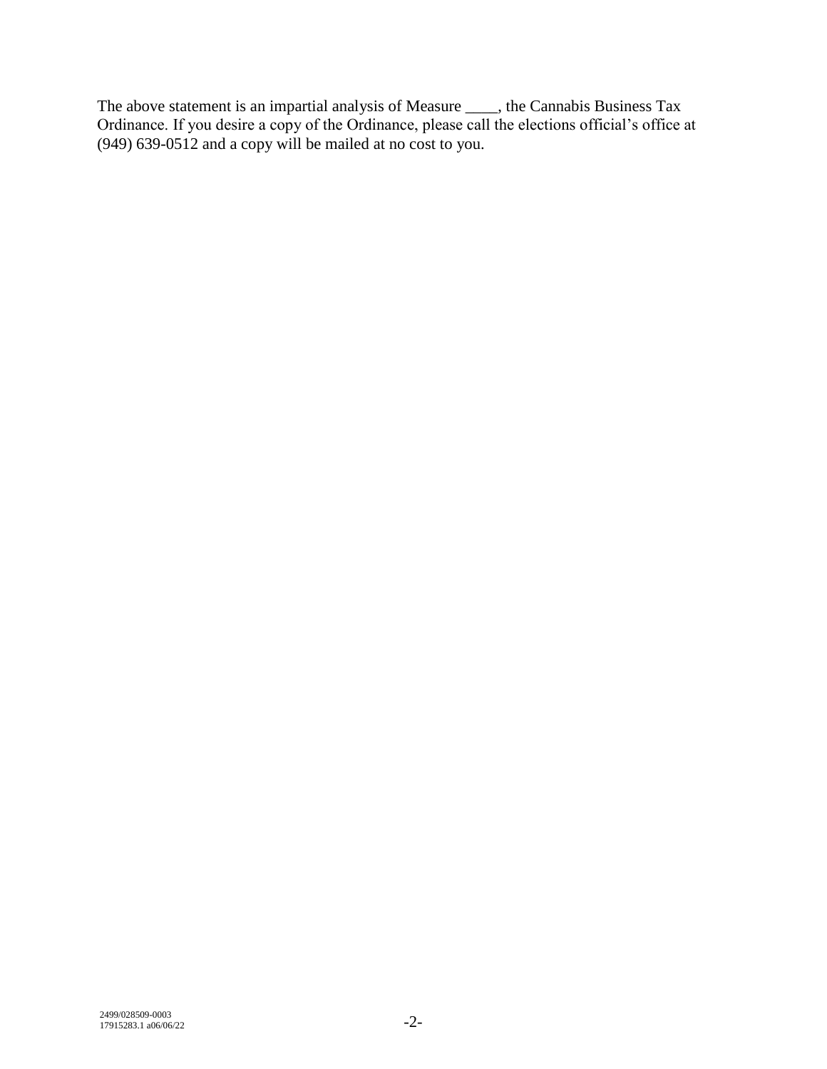The above statement is an impartial analysis of Measure ____, the Cannabis Business Tax Ordinance. If you desire a copy of the Ordinance, please call the elections official's office at (949) 639-0512 and a copy will be mailed at no cost to you.

2499/028509-0003
17915283.1 a06/06/22